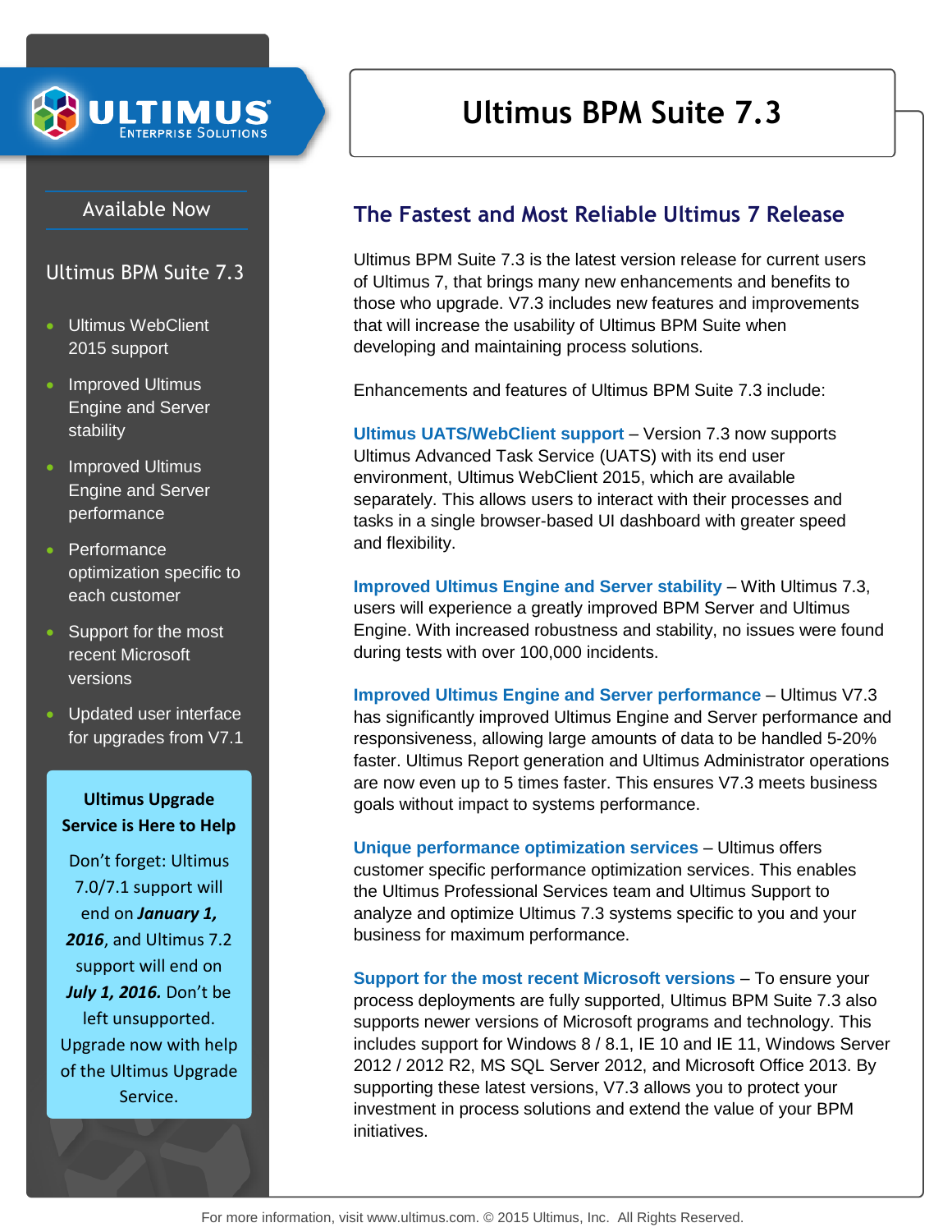# Ultimus BPM Suite 7.3

## Available Now

### Ultimus BPM Suite 7.3

- Ultimus WebClient 2015 support
- Improved Ultimus Engine and Server stability
- Improved Ultimus Engine and Server performance
- Performance optimization specific to each customer
- Support for the most recent Microsoft versions
- Updated user interface for upgrades from V7.1

**Ultimus Upgrade Service is Here to Help**

Don't forget: Ultimus 7.0/7.1 support will end on ***January 1, 2016***, and Ultimus 7.2 support will end on ***July 1, 2016.*** Don't be left unsupported. Upgrade now with help of the Ultimus Upgrade Service.

## The Fastest and Most Reliable Ultimus 7 Release

Ultimus BPM Suite 7.3 is the latest version release for current users of Ultimus 7, that brings many new enhancements and benefits to those who upgrade. V7.3 includes new features and improvements that will increase the usability of Ultimus BPM Suite when developing and maintaining process solutions.

Enhancements and features of Ultimus BPM Suite 7.3 include:

**Ultimus UATS/WebClient support** – Version 7.3 now supports Ultimus Advanced Task Service (UATS) with its end user environment, Ultimus WebClient 2015, which are available separately. This allows users to interact with their processes and tasks in a single browser-based UI dashboard with greater speed and flexibility.

**Improved Ultimus Engine and Server stability** – With Ultimus 7.3, users will experience a greatly improved BPM Server and Ultimus Engine. With increased robustness and stability, no issues were found during tests with over 100,000 incidents.

**Improved Ultimus Engine and Server performance** – Ultimus V7.3 has significantly improved Ultimus Engine and Server performance and responsiveness, allowing large amounts of data to be handled 5-20% faster. Ultimus Report generation and Ultimus Administrator operations are now even up to 5 times faster. This ensures V7.3 meets business goals without impact to systems performance.

**Unique performance optimization services** – Ultimus offers customer specific performance optimization services. This enables the Ultimus Professional Services team and Ultimus Support to analyze and optimize Ultimus 7.3 systems specific to you and your business for maximum performance.

**Support for the most recent Microsoft versions** – To ensure your process deployments are fully supported, Ultimus BPM Suite 7.3 also supports newer versions of Microsoft programs and technology. This includes support for Windows 8 / 8.1, IE 10 and IE 11, Windows Server 2012 / 2012 R2, MS SQL Server 2012, and Microsoft Office 2013. By supporting these latest versions, V7.3 allows you to protect your investment in process solutions and extend the value of your BPM initiatives.

For more information, visit www.ultimus.com. © 2015 Ultimus, Inc. All Rights Reserved.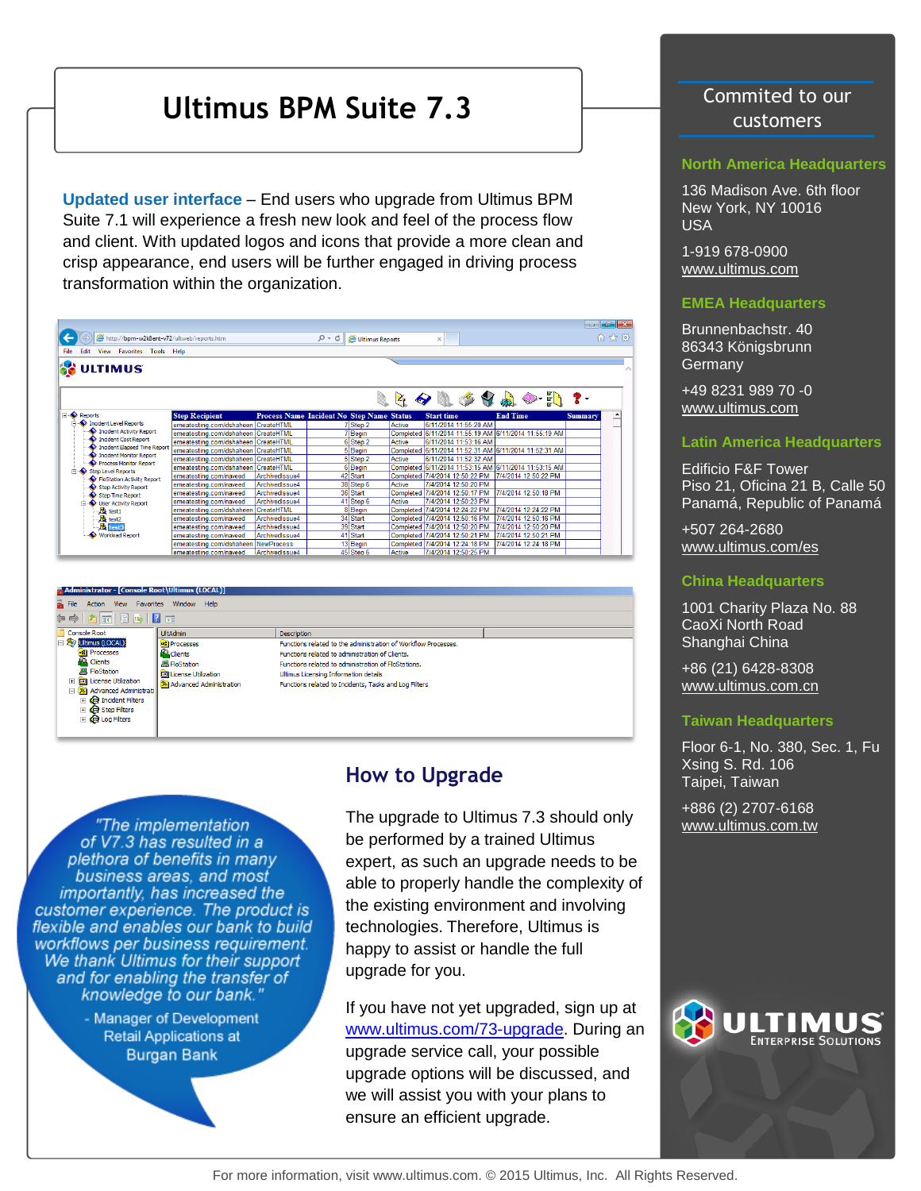# Ultimus BPM Suite 7.3

**Updated user interface** – End users who upgrade from Ultimus BPM Suite 7.1 will experience a fresh new look and feel of the process flow and client. With updated logos and icons that provide a more clean and crisp appearance, end users will be further engaged in driving process transformation within the organization.

*"The implementation of V7.3 has resulted in a plethora of benefits in many business areas, and most importantly, has increased the customer experience. The product is flexible and enables our bank to build workflows per business requirement. We thank Ultimus for their support and enabling the transfer of knowledge to our bank."*

- Manager of Development Retail Applications at Burgan Bank

## How to Upgrade

The upgrade to Ultimus 7.3 should only be performed by a trained Ultimus expert, as such an upgrade needs to be able to properly handle the complexity of the existing environment and involving technologies. Therefore, Ultimus is happy to assist or handle the full upgrade for you.

If you have not yet upgraded, sign up at www.ultimus.com/73-upgrade. During an upgrade service call, your possible upgrade options will be discussed, and we will assist you with your plans to ensure an efficient upgrade.

## Commited to our customers

### North America Headquarters

136 Madison Ave. 6th floor
New York, NY 10016
USA

1-919 678-0900
www.ultimus.com

### EMEA Headquarters

Brunnenbachstr. 40
86343 Königsbrunn
Germany

+49 8231 989 70 -0
www.ultimus.com

### Latin America Headquarters

Edificio F&F Tower
Piso 21, Oficina 21 B, Calle 50
Panamá, Republic of Panamá

+507 264-2680
www.ultimus.com/es

### China Headquarters

1001 Charity Plaza No. 88
CaoXi North Road
Shanghai China

+86 (21) 6428-8308
www.ultimus.com.cn

### Taiwan Headquarters

Floor 6-1, No. 380, Sec. 1, Fu Xsing S. Rd. 106
Taipei, Taiwan

+886 (2) 2707-6168
www.ultimus.com.tw

ULTIMUS ENTERPRISE SOLUTIONS

For more information, visit www.ultimus.com. © 2015 Ultimus, Inc. All Rights Reserved.